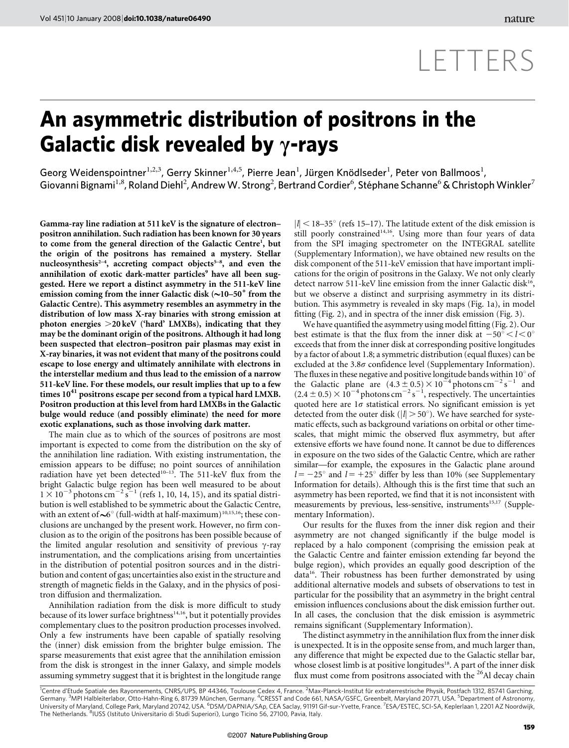LETTERS

# An asymmetric distribution of positrons in the Galactic disk revealed by γ-rays

Georg Weidenspointner[1,2,3], Gerry Skinner[1,4,5], Pierre Jean[1], Jürgen Knödlseder[1], Peter von Ballmoos[1], Giovanni Bignami[1,8], Roland Diehl[2], Andrew W. Strong[2], Bertrand Cordier[6], Stéphane Schanne[6] & Christoph Winkler[7]

**Gamma-ray line radiation at 511 keV is the signature of electron–positron annihilation. Such radiation has been known for 30 years to come from the general direction of the Galactic Centre[1], but the origin of the positrons has remained a mystery. Stellar nucleosynthesis[2–4], accreting compact objects[5–8], and even the annihilation of exotic dark-matter particles[9] have all been suggested. Here we report a distinct asymmetry in the 511-keV line emission coming from the inner Galactic disk (~10–50° from the Galactic Centre). This asymmetry resembles an asymmetry in the distribution of low mass X-ray binaries with strong emission at photon energies >20 keV ('hard' LMXBs), indicating that they may be the dominant origin of the positrons. Although it had long been suspected that electron–positron pair plasmas may exist in X-ray binaries, it was not evident that many of the positrons could escape to lose energy and ultimately annihilate with electrons in the interstellar medium and thus lead to the emission of a narrow 511-keV line. For these models, our result implies that up to a few times $10^{41}$ positrons escape per second from a typical hard LMXB. Positron production at this level from hard LMXBs in the Galactic bulge would reduce (and possibly eliminate) the need for more exotic explanations, such as those involving dark matter.**

The main clue as to which of the sources of positrons are most important is expected to come from the distribution on the sky of the annihilation line radiation. With existing instrumentation, the emission appears to be diffuse; no point sources of annihilation radiation have yet been detected[10–13]. The 511-keV flux from the bright Galactic bulge region has been well measured to be about $1 \times 10^{-3}$ photons $cm^{-2}$ $s^{-1}$ (refs 1, 10, 14, 15), and its spatial distribution is well established to be symmetric about the Galactic Centre, with an extent of ~6° (full-width at half-maximum)[10,15,16]; these conclusions are unchanged by the present work. However, no firm conclusion as to the origin of the positrons has been possible because of the limited angular resolution and sensitivity of previous γ-ray instrumentation, and the complications arising from uncertainties in the distribution of potential positron sources and in the distribution and content of gas; uncertainties also exist in the structure and strength of magnetic fields in the Galaxy, and in the physics of positron diffusion and thermalization.

Annihilation radiation from the disk is more difficult to study because of its lower surface brightness[14,16], but it potentially provides complementary clues to the positron production processes involved. Only a few instruments have been capable of spatially resolving the (inner) disk emission from the brighter bulge emission. The sparse measurements that exist agree that the annihilation emission from the disk is strongest in the inner Galaxy, and simple models assuming symmetry suggest that it is brightest in the longitude range $|l| < 18$–$35°$ (refs 15–17). The latitude extent of the disk emission is still poorly constrained[14,16]. Using more than four years of data from the SPI imaging spectrometer on the INTEGRAL satellite (Supplementary Information), we have obtained new results on the disk component of the 511-keV emission that have important implications for the origin of positrons in the Galaxy. We not only clearly detect narrow 511-keV line emission from the inner Galactic disk[16], but we observe a distinct and surprising asymmetry in its distribution. This asymmetry is revealed in sky maps (Fig. 1a), in model fitting (Fig. 2), and in spectra of the inner disk emission (Fig. 3).

We have quantified the asymmetry using model fitting (Fig. 2). Our best estimate is that the flux from the inner disk at $-50° < l < 0°$ exceeds that from the inner disk at corresponding positive longitudes by a factor of about 1.8; a symmetric distribution (equal fluxes) can be excluded at the 3.8σ confidence level (Supplementary Information). The fluxes in these negative and positive longitude bands within 10° of the Galactic plane are $(4.3 \pm 0.5) \times 10^{-4}$ photons $cm^{-2}$ $s^{-1}$ and $(2.4 \pm 0.5) \times 10^{-4}$ photons $cm^{-2}$ $s^{-1}$, respectively. The uncertainties quoted here are 1σ statistical errors. No significant emission is yet detected from the outer disk ($|l| > 50°$). We have searched for systematic effects, such as background variations on orbital or other timescales, that might mimic the observed flux asymmetry, but after extensive efforts we have found none. It cannot be due to differences in exposure on the two sides of the Galactic Centre, which are rather similar—for example, the exposures in the Galactic plane around $l = -25°$ and $l = +25°$ differ by less than 10% (see Supplementary Information for details). Although this is the first time that such an asymmetry has been reported, we find that it is not inconsistent with measurements by previous, less-sensitive, instruments[15,17] (Supplementary Information).

Our results for the fluxes from the inner disk region and their asymmetry are not changed significantly if the bulge model is replaced by a halo component (comprising the emission peak at the Galactic Centre and fainter emission extending far beyond the bulge region), which provides an equally good description of the data[16]. Their robustness has been further demonstrated by using additional alternative models and subsets of observations to test in particular for the possibility that an asymmetry in the bright central emission influences conclusions about the disk emission further out. In all cases, the conclusion that the disk emission is asymmetric remains significant (Supplementary Information).

The distinct asymmetry in the annihilation flux from the inner disk is unexpected. It is in the opposite sense from, and much larger than, any difference that might be expected due to the Galactic stellar bar, whose closest limb is at positive longitudes[18]. A part of the inner disk flux must come from positrons associated with the $^{26}$Al decay chain

[1]Centre d'Etude Spatiale des Rayonnements, CNRS/UPS, BP 44346, Toulouse Cedex 4, France. [2]Max-Planck-Institut für extraterrestrische Physik, Postfach 1312, 85741 Garching, Germany. [3]MPI Halbleiterlabor, Otto-Hahn-Ring 6, 81739 München, Germany. [4]CRESST and Code 661, NASA/GSFC, Greenbelt, Maryland 20771, USA. [5]Department of Astronomy, University of Maryland, College Park, Maryland 20742, USA. [6]DSM/DAPNIA/SAp, CEA Saclay, 91191 Gif-sur-Yvette, France. [7]ESA/ESTEC, SCI-SA, Keplerlaan 1, 2201 AZ Noordwijk, The Netherlands. [8]IUSS (Istituto Universitario di Studi Superiori), Lungo Ticino 56, 27100, Pavia, Italy.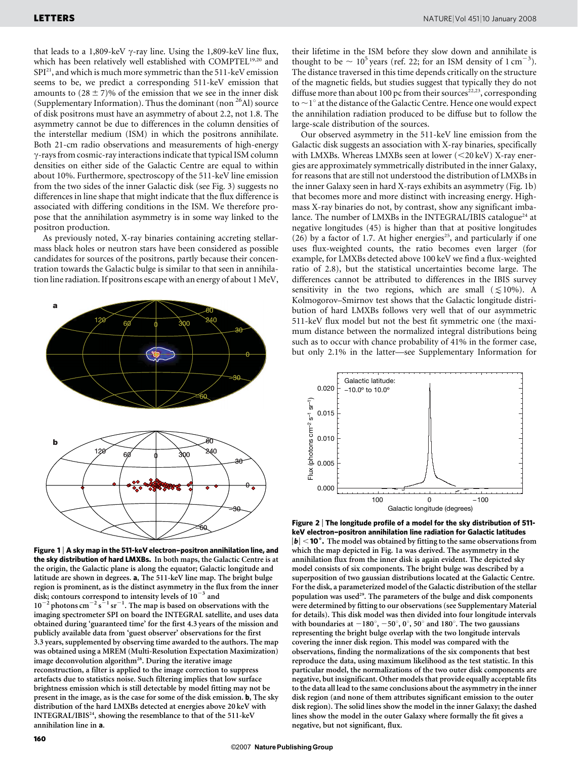that leads to a 1,809-keV γ-ray line. Using the 1,809-keV line flux, which has been relatively well established with COMPTEL[19,20] and SPI[21], and which is much more symmetric than the 511-keV emission seems to be, we predict a corresponding 511-keV emission that amounts to $(28 \pm 7)\%$ of the emission that we see in the inner disk (Supplementary Information). Thus the dominant (non $^{26}$Al) source of disk positrons must have an asymmetry of about 2.2, not 1.8. The asymmetry cannot be due to differences in the column densities of the interstellar medium (ISM) in which the positrons annihilate. Both 21-cm radio observations and measurements of high-energy γ-rays from cosmic-ray interactions indicate that typical ISM column densities on either side of the Galactic Centre are equal to within about 10%. Furthermore, spectroscopy of the 511-keV line emission from the two sides of the inner Galactic disk (see Fig. 3) suggests no differences in line shape that might indicate that the flux difference is associated with differing conditions in the ISM. We therefore propose that the annihilation asymmetry is in some way linked to the positron production.

As previously noted, X-ray binaries containing accreting stellar-mass black holes or neutron stars have been considered as possible candidates for sources of the positrons, partly because their concentration towards the Galactic bulge is similar to that seen in annihilation line radiation. If positrons escape with an energy of about 1 MeV, their lifetime in the ISM before they slow down and annihilate is thought to be $\sim 10^5$ years (ref. 22; for an ISM density of $1\,\mathrm{cm}^{-3}$). The distance traversed in this time depends critically on the structure of the magnetic fields, but studies suggest that typically they do not diffuse more than about 100 pc from their sources[22,23], corresponding to $\sim 1^\circ$ at the distance of the Galactic Centre. Hence one would expect the annihilation radiation produced to be diffuse but to follow the large-scale distribution of the sources.

Our observed asymmetry in the 511-keV line emission from the Galactic disk suggests an association with X-ray binaries, specifically with LMXBs. Whereas LMXBs seen at lower (<20 keV) X-ray energies are approximately symmetrically distributed in the inner Galaxy, for reasons that are still not understood the distribution of LMXBs in the inner Galaxy seen in hard X-rays exhibits an asymmetry (Fig. 1b) that becomes more and more distinct with increasing energy. High-mass X-ray binaries do not, by contrast, show any significant imbalance. The number of LMXBs in the INTEGRAL/IBIS catalogue[24] at negative longitudes (45) is higher than that at positive longitudes (26) by a factor of 1.7. At higher energies[25], and particularly if one uses flux-weighted counts, the ratio becomes even larger (for example, for LMXBs detected above 100 keV we find a flux-weighted ratio of 2.8), but the statistical uncertainties become large. The differences cannot be attributed to differences in the IBIS survey sensitivity in the two regions, which are small ($\lesssim 10\%$). A Kolmogorov–Smirnov test shows that the Galactic longitude distribution of hard LMXBs follows very well that of our asymmetric 511-keV flux model but not the best fit symmetric one (the maximum distance between the normalized integral distributions being such as to occur with chance probability of 41% in the former case, but only 2.1% in the latter—see Supplementary Information for

**Figure 1 | A sky map in the 511-keV electron–positron annihilation line, and the sky distribution of hard LMXBs.** In both maps, the Galactic Centre is at the origin, the Galactic plane is along the equator; Galactic longitude and latitude are shown in degrees. **a**, The 511-keV line map. The bright bulge region is prominent, as is the distinct asymmetry in the flux from the inner disk; contours correspond to intensity levels of $10^{-3}$ and $10^{-2}$ photons $\mathrm{cm}^{-2}\,\mathrm{s}^{-1}\,\mathrm{sr}^{-1}$. The map is based on observations with the imaging spectrometer SPI on board the INTEGRAL satellite, and uses data obtained during 'guaranteed time' for the first 4.3 years of the mission and publicly available data from 'guest observer' observations for the first 3.3 years, supplemented by observing time awarded to the authors. The map was obtained using a MREM (Multi-Resolution Expectation Maximization) image deconvolution algorithm[28]. During the iterative image reconstruction, a filter is applied to the image correction to suppress artefacts due to statistics noise. Such filtering implies that low surface brightness emission which is still detectable by model fitting may not be present in the image, as is the case for some of the disk emission. **b**, The sky distribution of the hard LMXBs detected at energies above 20 keV with INTEGRAL/IBIS[24], showing the resemblance to that of the 511-keV annihilation line in **a**.

**Figure 2 | The longitude profile of a model for the sky distribution of 511-keV electron–positron annihilation line radiation for Galactic latitudes $|b| < 10^\circ$.** The model was obtained by fitting to the same observations from which the map depicted in Fig. 1a was derived. The asymmetry in the annihilation flux from the inner disk is again evident. The depicted sky model consists of six components. The bright bulge was described by a superposition of two gaussian distributions located at the Galactic Centre. For the disk, a parameterized model of the Galactic distribution of the stellar population was used[29]. The parameters of the bulge and disk components were determined by fitting to our observations (see Supplementary Material for details). This disk model was then divided into four longitude intervals with boundaries at $-180^\circ$, $-50^\circ$, $0^\circ$, $50^\circ$ and $180^\circ$. The two gaussians representing the bright bulge overlap with the two longitude intervals covering the inner disk region. This model was compared with the observations, finding the normalizations of the six components that best reproduce the data, using maximum likelihood as the test statistic. In this particular model, the normalizations of the two outer disk components are negative, but insignificant. Other models that provide equally acceptable fits to the data all lead to the same conclusions about the asymmetry in the inner disk region (and none of them attributes significant emission to the outer disk region). The solid lines show the model in the inner Galaxy; the dashed lines show the model in the outer Galaxy where formally the fit gives a negative, but not significant, flux.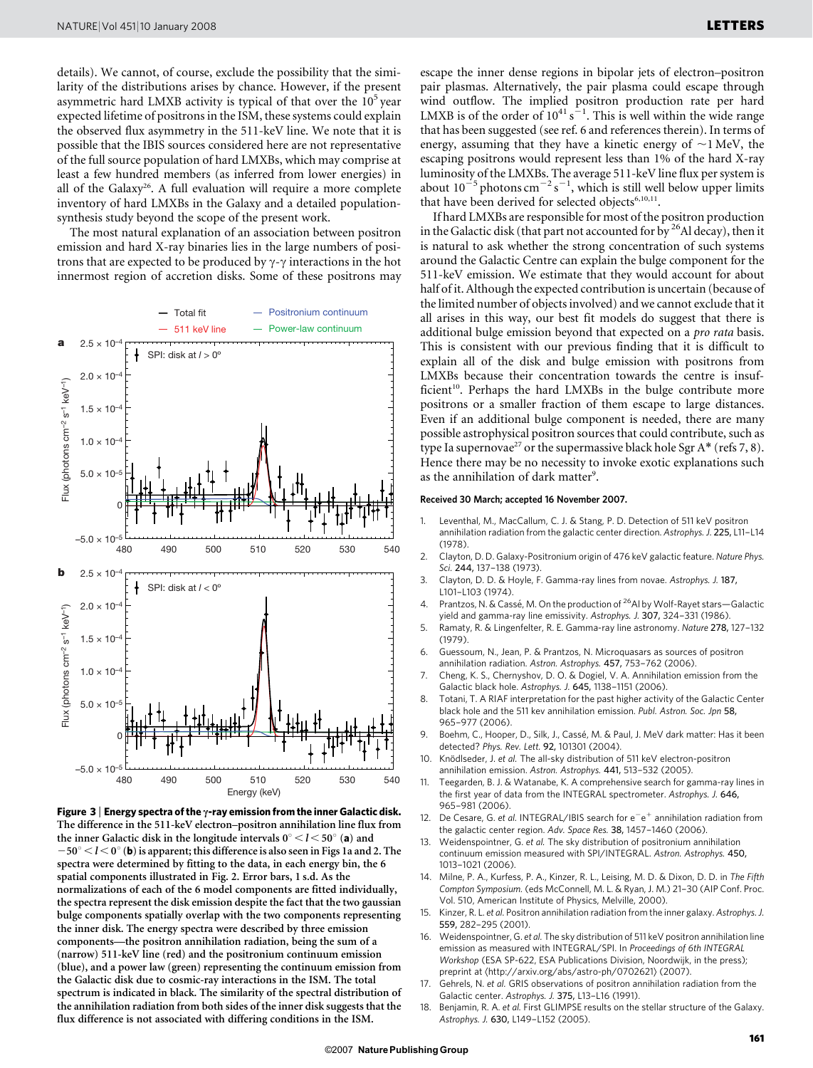details). We cannot, of course, exclude the possibility that the similarity of the distributions arises by chance. However, if the present asymmetric hard LMXB activity is typical of that over the $10^5$ year expected lifetime of positrons in the ISM, these systems could explain the observed flux asymmetry in the 511-keV line. We note that it is possible that the IBIS sources considered here are not representative of the full source population of hard LMXBs, which may comprise at least a few hundred members (as inferred from lower energies) in all of the Galaxy[26]. A full evaluation will require a more complete inventory of hard LMXBs in the Galaxy and a detailed population-synthesis study beyond the scope of the present work.

The most natural explanation of an association between positron emission and hard X-ray binaries lies in the large numbers of positrons that are expected to be produced by γ-γ interactions in the hot innermost region of accretion disks. Some of these positrons may escape the inner dense regions in bipolar jets of electron–positron pair plasmas. Alternatively, the pair plasma could escape through wind outflow. The implied positron production rate per hard LMXB is of the order of $10^{41}\,\mathrm{s}^{-1}$. This is well within the wide range that has been suggested (see ref. 6 and references therein). In terms of energy, assuming that they have a kinetic energy of ~1 MeV, the escaping positrons would represent less than 1% of the hard X-ray luminosity of the LMXBs. The average 511-keV line flux per system is about $10^{-5}$ photons $\mathrm{cm}^{-2}\,\mathrm{s}^{-1}$, which is still well below upper limits that have been derived for selected objects[6,10,11].

If hard LMXBs are responsible for most of the positron production in the Galactic disk (that part not accounted for by $^{26}$Al decay), then it is natural to ask whether the strong concentration of such systems around the Galactic Centre can explain the bulge component for the 511-keV emission. We estimate that they would account for about half of it. Although the expected contribution is uncertain (because of the limited number of objects involved) and we cannot exclude that it all arises in this way, our best fit models do suggest that there is additional bulge emission beyond that expected on a *pro rata* basis. This is consistent with our previous finding that it is difficult to explain all of the disk and bulge emission with positrons from LMXBs because their concentration towards the centre is insufficient[10]. Perhaps the hard LMXBs in the bulge contribute more positrons or a smaller fraction of them escape to large distances. Even if an additional bulge component is needed, there are many possible astrophysical positron sources that could contribute, such as type Ia supernovae[27] or the supermassive black hole Sgr A* (refs 7, 8). Hence there may be no necessity to invoke exotic explanations such as the annihilation of dark matter[9].

**Figure 3 | Energy spectra of the γ-ray emission from the inner Galactic disk. The difference in the 511-keV electron–positron annihilation line flux from the inner Galactic disk in the longitude intervals $0° < l < 50°$ (a) and $-50° < l < 0°$ (b) is apparent; this difference is also seen in Figs 1a and 2. The spectra were determined by fitting to the data, in each energy bin, the 6 spatial components illustrated in Fig. 2. Error bars, 1 s.d. As the normalizations of each of the 6 model components are fitted individually, the spectra represent the disk emission despite the fact that the two gaussian bulge components spatially overlap with the two components representing the inner disk. The energy spectra were described by three emission components—the positron annihilation radiation, being the sum of a (narrow) 511-keV line (red) and the positronium continuum emission (blue), and a power law (green) representing the continuum emission from the Galactic disk due to cosmic-ray interactions in the ISM. The total spectrum is indicated in black. The similarity of the spectral distribution of the annihilation radiation from both sides of the inner disk suggests that the flux difference is not associated with differing conditions in the ISM.**

**Received 30 March; accepted 16 November 2007.**

1. Leventhal, M., MacCallum, C. J. & Stang, P. D. Detection of 511 keV positron annihilation radiation from the galactic center direction. *Astrophys. J.* **225,** L11–L14 (1978).
2. Clayton, D. D. Galaxy-Positronium origin of 476 keV galactic feature. *Nature Phys. Sci.* **244,** 137–138 (1973).
3. Clayton, D. D. & Hoyle, F. Gamma-ray lines from novae. *Astrophys. J.* **187,** L101–L103 (1974).
4. Prantzos, N. & Cassé, M. On the production of $^{26}$Al by Wolf-Rayet stars—Galactic yield and gamma-ray line emissivity. *Astrophys. J.* **307,** 324–331 (1986).
5. Ramaty, R. & Lingenfelter, R. E. Gamma-ray line astronomy. *Nature* **278,** 127–132 (1979).
6. Guessoum, N., Jean, P. & Prantzos, N. Microquasars as sources of positron annihilation radiation. *Astron. Astrophys.* **457,** 753–762 (2006).
7. Cheng, K. S., Chernyshov, D. O. & Dogiel, V. A. Annihilation emission from the Galactic black hole. *Astrophys. J.* **645,** 1138–1151 (2006).
8. Totani, T. A RIAF interpretation for the past higher activity of the Galactic Center black hole and the 511 kev annihilation emission. *Publ. Astron. Soc. Jpn* **58,** 965–977 (2006).
9. Boehm, C., Hooper, D., Silk, J., Cassé, M. & Paul, J. MeV dark matter: Has it been detected? *Phys. Rev. Lett.* **92,** 101301 (2004).
10. Knödlseder, J. *et al.* The all-sky distribution of 511 keV electron-positron annihilation emission. *Astron. Astrophys.* **441,** 513–532 (2005).
11. Teegarden, B. J. & Watanabe, K. A comprehensive search for gamma-ray lines in the first year of data from the INTEGRAL spectrometer. *Astrophys. J.* **646,** 965–981 (2006).
12. De Cesare, G. *et al.* INTEGRAL/IBIS search for e⁻e⁺ annihilation radiation from the galactic center region. *Adv. Space Res.* **38,** 1457–1460 (2006).
13. Weidenspointner, G. *et al.* The sky distribution of positronium annihilation continuum emission measured with SPI/INTEGRAL. *Astron. Astrophys.* **450,** 1013–1021 (2006).
14. Milne, P. A., Kurfess, P. A., Kinzer, R. L., Leising, M. D. & Dixon, D. D. in *The Fifth Compton Symposium.* (eds McConnell, M. L. & Ryan, J. M.) 21–30 (AIP Conf. Proc. Vol. 510, American Institute of Physics, Melville, 2000).
15. Kinzer, R. L. *et al.* Positron annihilation radiation from the inner galaxy. *Astrophys. J.* **559,** 282–295 (2001).
16. Weidenspointner, G. *et al.* The sky distribution of 511 keV positron annihilation line emission as measured with INTEGRAL/SPI. In *Proceedings of 6th INTEGRAL Workshop* (ESA SP-622, ESA Publications Division, Noordwijk, in the press); preprint at ⟨http://arxiv.org/abs/astro-ph/0702621⟩ (2007).
17. Gehrels, N. *et al.* GRIS observations of positron annihilation radiation from the Galactic center. *Astrophys. J.* **375,** L13–L16 (1991).
18. Benjamin, R. A. *et al.* First GLIMPSE results on the stellar structure of the Galaxy. *Astrophys. J.* **630,** L149–L152 (2005).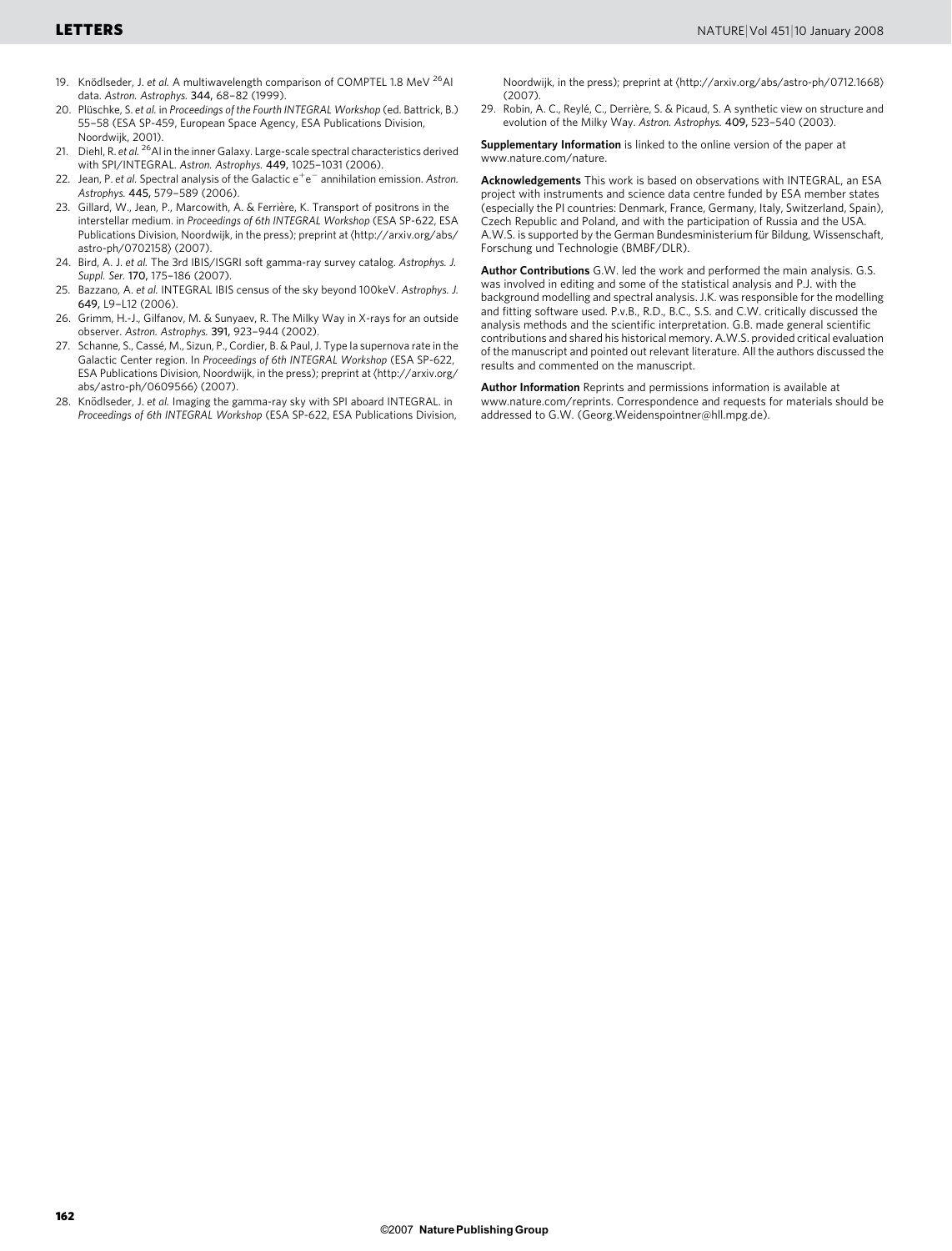19. Knödlseder, J. *et al.* A multiwavelength comparison of COMPTEL 1.8 MeV $^{26}$Al data. *Astron. Astrophys.* **344,** 68–82 (1999).
20. Plüschke, S. *et al.* in *Proceedings of the Fourth INTEGRAL Workshop* (ed. Battrick, B.) 55–58 (ESA SP-459, European Space Agency, ESA Publications Division, Noordwijk, 2001).
21. Diehl, R. *et al.* $^{26}$Al in the inner Galaxy. Large-scale spectral characteristics derived with SPI/INTEGRAL. *Astron. Astrophys.* **449,** 1025–1031 (2006).
22. Jean, P. *et al.* Spectral analysis of the Galactic $e^+e^-$ annihilation emission. *Astron. Astrophys.* **445,** 579–589 (2006).
23. Gillard, W., Jean, P., Marcowith, A. & Ferrière, K. Transport of positrons in the interstellar medium. in *Proceedings of 6th INTEGRAL Workshop* (ESA SP-622, ESA Publications Division, Noordwijk, in the press); preprint at ⟨http://arxiv.org/abs/astro-ph/0702158⟩ (2007).
24. Bird, A. J. *et al.* The 3rd IBIS/ISGRI soft gamma-ray survey catalog. *Astrophys. J. Suppl. Ser.* **170,** 175–186 (2007).
25. Bazzano, A. *et al.* INTEGRAL IBIS census of the sky beyond 100keV. *Astrophys. J.* **649,** L9–L12 (2006).
26. Grimm, H.-J., Gilfanov, M. & Sunyaev, R. The Milky Way in X-rays for an outside observer. *Astron. Astrophys.* **391,** 923–944 (2002).
27. Schanne, S., Cassé, M., Sizun, P., Cordier, B. & Paul, J. Type Ia supernova rate in the Galactic Center region. In *Proceedings of 6th INTEGRAL Workshop* (ESA SP-622, ESA Publications Division, Noordwijk, in the press); preprint at ⟨http://arxiv.org/abs/astro-ph/0609566⟩ (2007).
28. Knödlseder, J. *et al.* Imaging the gamma-ray sky with SPI aboard INTEGRAL. in *Proceedings of 6th INTEGRAL Workshop* (ESA SP-622, ESA Publications Division, Noordwijk, in the press); preprint at ⟨http://arxiv.org/abs/astro-ph/0712.1668⟩ (2007).
29. Robin, A. C., Reylé, C., Derrière, S. & Picaud, S. A synthetic view on structure and evolution of the Milky Way. *Astron. Astrophys.* **409,** 523–540 (2003).

**Supplementary Information** is linked to the online version of the paper at www.nature.com/nature.

**Acknowledgements** This work is based on observations with INTEGRAL, an ESA project with instruments and science data centre funded by ESA member states (especially the PI countries: Denmark, France, Germany, Italy, Switzerland, Spain), Czech Republic and Poland, and with the participation of Russia and the USA. A.W.S. is supported by the German Bundesministerium für Bildung, Wissenschaft, Forschung und Technologie (BMBF/DLR).

**Author Contributions** G.W. led the work and performed the main analysis. G.S. was involved in editing and some of the statistical analysis and P.J. with the background modelling and spectral analysis. J.K. was responsible for the modelling and fitting software used. P.v.B., R.D., B.C., S.S. and C.W. critically discussed the analysis methods and the scientific interpretation. G.B. made general scientific contributions and shared his historical memory. A.W.S. provided critical evaluation of the manuscript and pointed out relevant literature. All the authors discussed the results and commented on the manuscript.

**Author Information** Reprints and permissions information is available at www.nature.com/reprints. Correspondence and requests for materials should be addressed to G.W. (Georg.Weidenspointner@hll.mpg.de).